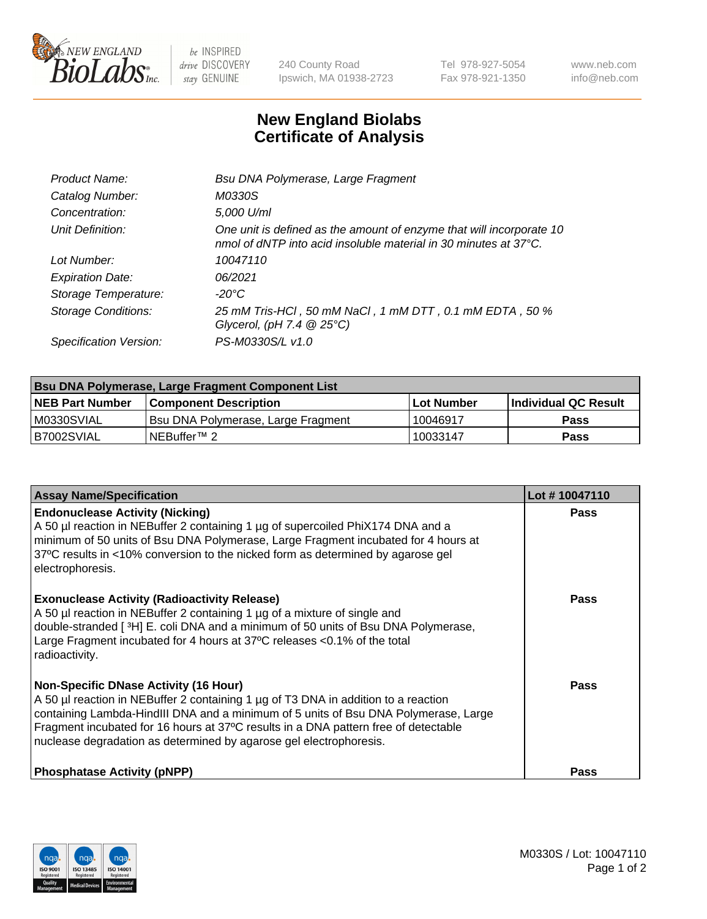New England BioLabs Inc. — be INSPIRED drive DISCOVERY stay GENUINE

240 County Road
Ipswich, MA 01938-2723

Tel 978-927-5054
Fax 978-921-1350

www.neb.com
info@neb.com

# New England Biolabs
# Certificate of Analysis

| | |
|---|---|
| *Product Name:* | *Bsu DNA Polymerase, Large Fragment* |
| *Catalog Number:* | *M0330S* |
| *Concentration:* | *5,000 U/ml* |
| *Unit Definition:* | *One unit is defined as the amount of enzyme that will incorporate 10 nmol of dNTP into acid insoluble material in 30 minutes at 37°C.* |
| *Lot Number:* | *10047110* |
| *Expiration Date:* | *06/2021* |
| *Storage Temperature:* | *-20°C* |
| *Storage Conditions:* | *25 mM Tris-HCl , 50 mM NaCl , 1 mM DTT , 0.1 mM EDTA , 50 % Glycerol, (pH 7.4 @ 25°C)* |
| *Specification Version:* | *PS-M0330S/L v1.0* |

| Bsu DNA Polymerase, Large Fragment Component List | | | |
|---|---|---|---|
| **NEB Part Number** | **Component Description** | **Lot Number** | **Individual QC Result** |
| M0330SVIAL | Bsu DNA Polymerase, Large Fragment | 10046917 | **Pass** |
| B7002SVIAL | NEBuffer™ 2 | 10033147 | **Pass** |

| Assay Name/Specification | Lot # 10047110 |
|---|---|
| **Endonuclease Activity (Nicking)**<br>A 50 µl reaction in NEBuffer 2 containing 1 µg of supercoiled PhiX174 DNA and a minimum of 50 units of Bsu DNA Polymerase, Large Fragment incubated for 4 hours at 37ºC results in <10% conversion to the nicked form as determined by agarose gel electrophoresis. | **Pass** |
| **Exonuclease Activity (Radioactivity Release)**<br>A 50 µl reaction in NEBuffer 2 containing 1 µg of a mixture of single and double-stranded [ $^{3}$H] E. coli DNA and a minimum of 50 units of Bsu DNA Polymerase, Large Fragment incubated for 4 hours at 37ºC releases <0.1% of the total radioactivity. | **Pass** |
| **Non-Specific DNase Activity (16 Hour)**<br>A 50 µl reaction in NEBuffer 2 containing 1 µg of T3 DNA in addition to a reaction containing Lambda-HindIII DNA and a minimum of 5 units of Bsu DNA Polymerase, Large Fragment incubated for 16 hours at 37ºC results in a DNA pattern free of detectable nuclease degradation as determined by agarose gel electrophoresis. | **Pass** |
| **Phosphatase Activity (pNPP)** | **Pass** |

M0330S / Lot: 10047110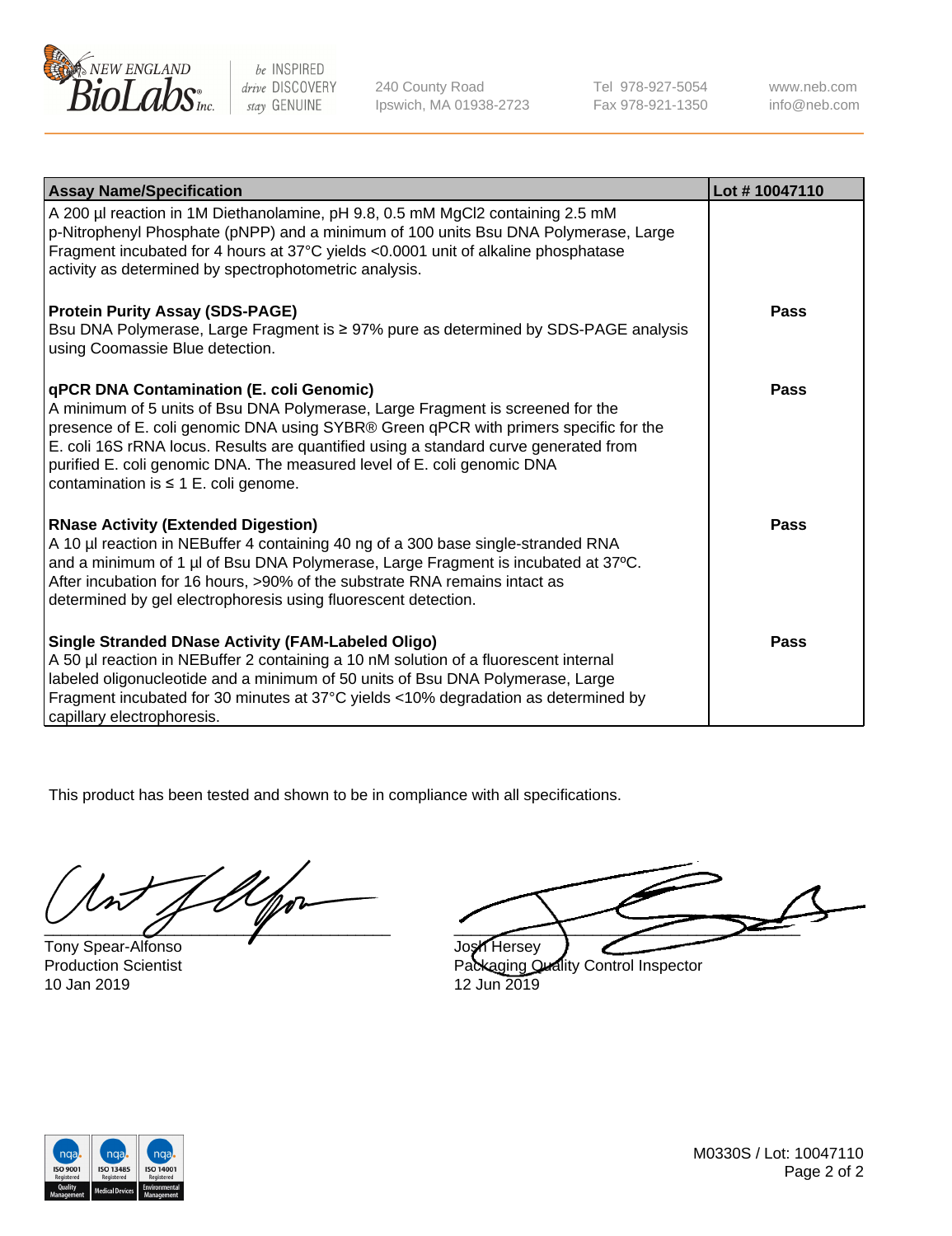| Assay Name/Specification | Lot # 10047110 |
|---|---|
| A 200 µl reaction in 1M Diethanolamine, pH 9.8, 0.5 mM $MgCl_2$ containing 2.5 mM p-Nitrophenyl Phosphate (pNPP) and a minimum of 100 units Bsu DNA Polymerase, Large Fragment incubated for 4 hours at 37°C yields <0.0001 unit of alkaline phosphatase activity as determined by spectrophotometric analysis. | |
| **Protein Purity Assay (SDS-PAGE)**<br>Bsu DNA Polymerase, Large Fragment is ≥ 97% pure as determined by SDS-PAGE analysis using Coomassie Blue detection. | **Pass** |
| **qPCR DNA Contamination (E. coli Genomic)**<br>A minimum of 5 units of Bsu DNA Polymerase, Large Fragment is screened for the presence of E. coli genomic DNA using SYBR® Green qPCR with primers specific for the E. coli 16S rRNA locus. Results are quantified using a standard curve generated from purified E. coli genomic DNA. The measured level of E. coli genomic DNA contamination is ≤ 1 E. coli genome. | **Pass** |
| **RNase Activity (Extended Digestion)**<br>A 10 µl reaction in NEBuffer 4 containing 40 ng of a 300 base single-stranded RNA and a minimum of 1 µl of Bsu DNA Polymerase, Large Fragment is incubated at 37ºC. After incubation for 16 hours, >90% of the substrate RNA remains intact as determined by gel electrophoresis using fluorescent detection. | **Pass** |
| **Single Stranded DNase Activity (FAM-Labeled Oligo)**<br>A 50 µl reaction in NEBuffer 2 containing a 10 nM solution of a fluorescent internal labeled oligonucleotide and a minimum of 50 units of Bsu DNA Polymerase, Large Fragment incubated for 30 minutes at 37°C yields <10% degradation as determined by capillary electrophoresis. | **Pass** |

This product has been tested and shown to be in compliance with all specifications.

Tony Spear-Alfonso
Production Scientist
10 Jan 2019

Josh Hersey
Packaging Quality Control Inspector
12 Jun 2019

M0330S / Lot: 10047110